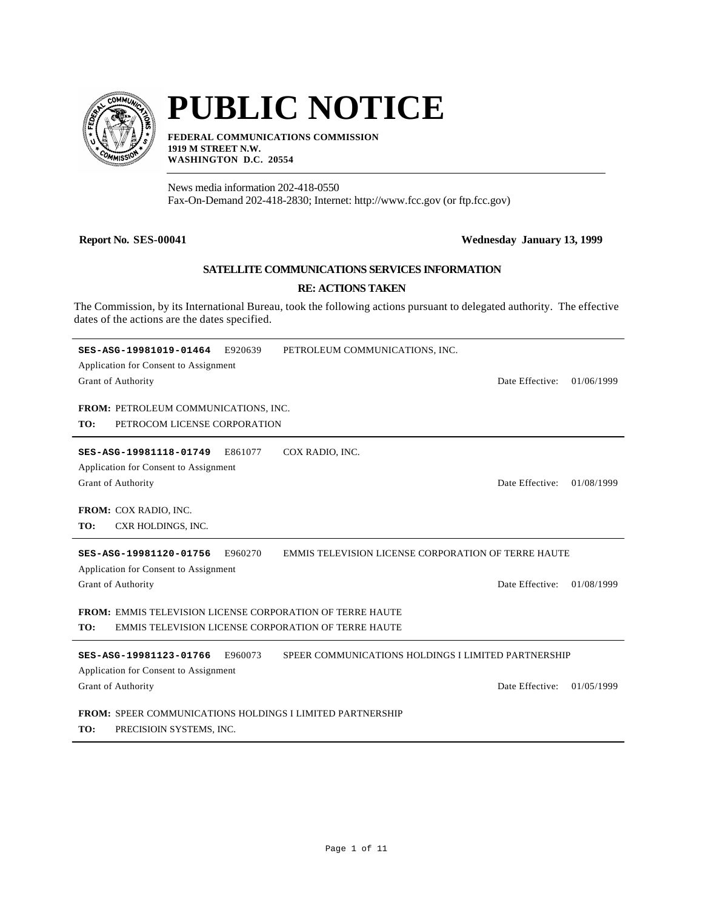# PUBLIC NOTICE

**FEDERAL COMMUNICATIONS COMMISSION**
**1919 M STREET N.W.**
**WASHINGTON D.C. 20554**

News media information 202-418-0550
Fax-On-Demand 202-418-2830; Internet: http://www.fcc.gov (or ftp.fcc.gov)

**Report No. SES-00041** **Wednesday January 13, 1999**

### SATELLITE COMMUNICATIONS SERVICES INFORMATION

### RE: ACTIONS TAKEN

The Commission, by its International Bureau, took the following actions pursuant to delegated authority. The effective dates of the actions are the dates specified.

---

**SES-ASG-19981019-01464** E920639 PETROLEUM COMMUNICATIONS, INC.
Application for Consent to Assignment
Grant of Authority Date Effective: 01/06/1999

**FROM:** PETROLEUM COMMUNICATIONS, INC.
**TO:** PETROCOM LICENSE CORPORATION

---

**SES-ASG-19981118-01749** E861077 COX RADIO, INC.
Application for Consent to Assignment
Grant of Authority Date Effective: 01/08/1999

**FROM:** COX RADIO, INC.
**TO:** CXR HOLDINGS, INC.

---

**SES-ASG-19981120-01756** E960270 EMMIS TELEVISION LICENSE CORPORATION OF TERRE HAUTE
Application for Consent to Assignment
Grant of Authority Date Effective: 01/08/1999

**FROM:** EMMIS TELEVISION LICENSE CORPORATION OF TERRE HAUTE
**TO:** EMMIS TELEVISION LICENSE CORPORATION OF TERRE HAUTE

---

**SES-ASG-19981123-01766** E960073 SPEER COMMUNICATIONS HOLDINGS I LIMITED PARTNERSHIP
Application for Consent to Assignment
Grant of Authority Date Effective: 01/05/1999

**FROM:** SPEER COMMUNICATIONS HOLDINGS I LIMITED PARTNERSHIP
**TO:** PRECISIOIN SYSTEMS, INC.

---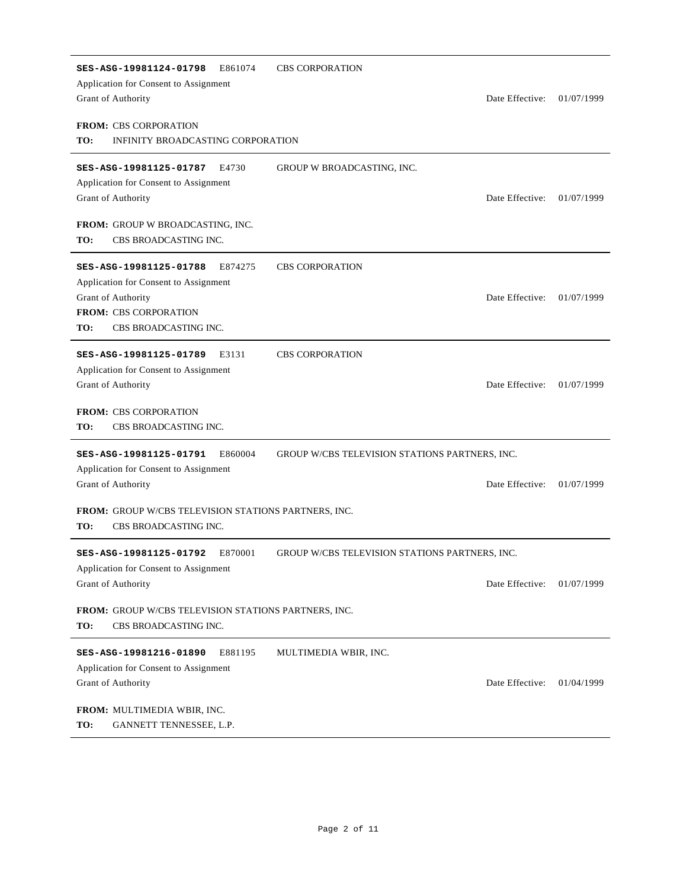---

**SES-ASG-19981124-01798** E861074 CBS CORPORATION

Application for Consent to Assignment

Grant of Authority — Date Effective: 01/07/1999

**FROM:** CBS CORPORATION

**TO:** INFINITY BROADCASTING CORPORATION

---

**SES-ASG-19981125-01787** E4730 GROUP W BROADCASTING, INC.

Application for Consent to Assignment

Grant of Authority — Date Effective: 01/07/1999

**FROM:** GROUP W BROADCASTING, INC.

**TO:** CBS BROADCASTING INC.

---

**SES-ASG-19981125-01788** E874275 CBS CORPORATION

Application for Consent to Assignment

Grant of Authority — Date Effective: 01/07/1999

**FROM:** CBS CORPORATION

**TO:** CBS BROADCASTING INC.

---

**SES-ASG-19981125-01789** E3131 CBS CORPORATION

Application for Consent to Assignment

Grant of Authority — Date Effective: 01/07/1999

**FROM:** CBS CORPORATION

**TO:** CBS BROADCASTING INC.

---

**SES-ASG-19981125-01791** E860004 GROUP W/CBS TELEVISION STATIONS PARTNERS, INC.

Application for Consent to Assignment

Grant of Authority — Date Effective: 01/07/1999

**FROM:** GROUP W/CBS TELEVISION STATIONS PARTNERS, INC.

**TO:** CBS BROADCASTING INC.

---

**SES-ASG-19981125-01792** E870001 GROUP W/CBS TELEVISION STATIONS PARTNERS, INC.

Application for Consent to Assignment

Grant of Authority — Date Effective: 01/07/1999

**FROM:** GROUP W/CBS TELEVISION STATIONS PARTNERS, INC.

**TO:** CBS BROADCASTING INC.

---

**SES-ASG-19981216-01890** E881195 MULTIMEDIA WBIR, INC.

Application for Consent to Assignment

Grant of Authority — Date Effective: 01/04/1999

**FROM:** MULTIMEDIA WBIR, INC.

**TO:** GANNETT TENNESSEE, L.P.

---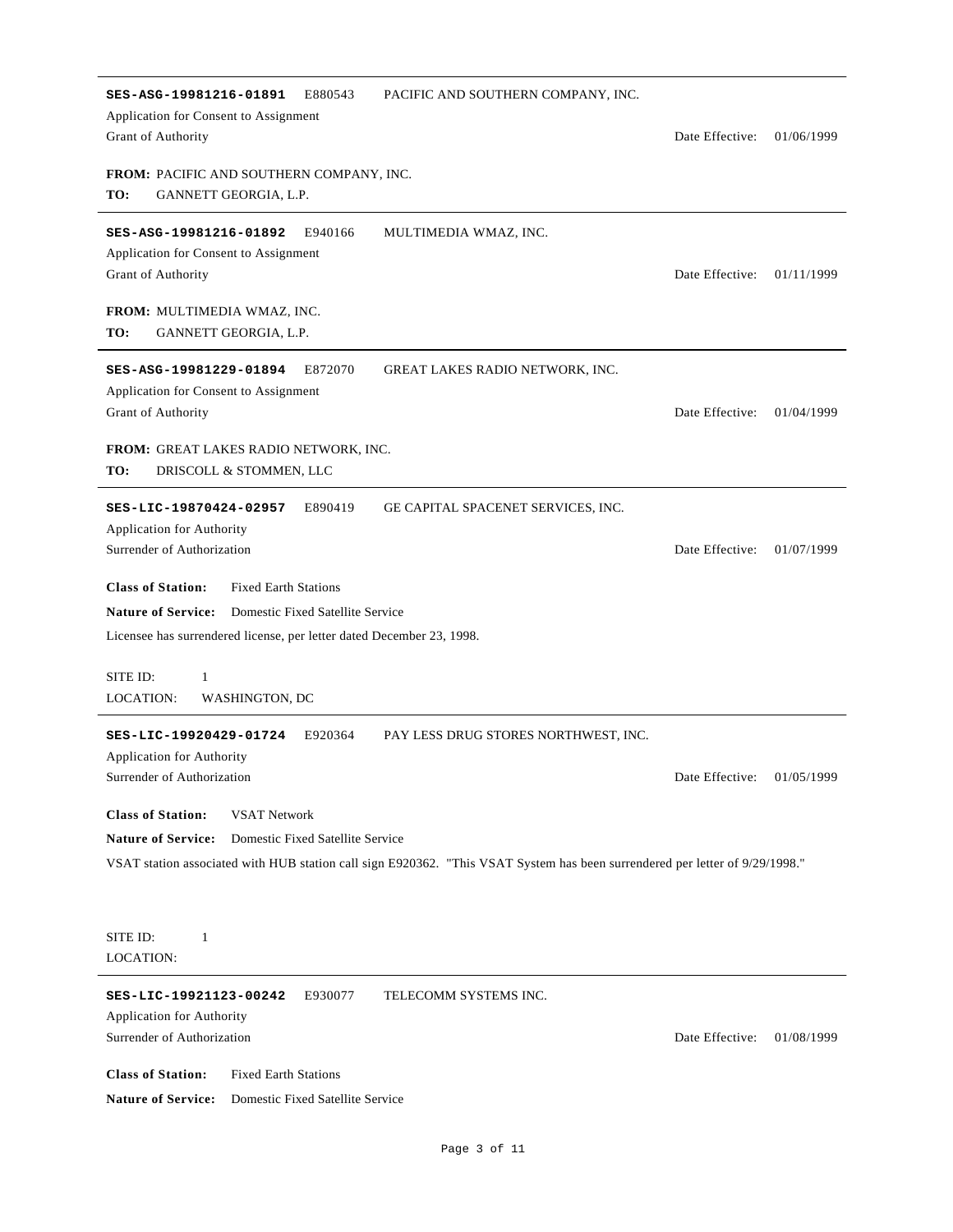---

**SES-ASG-19981216-01891** E880543 PACIFIC AND SOUTHERN COMPANY, INC.

Application for Consent to Assignment

Grant of Authority — Date Effective: 01/06/1999

**FROM:** PACIFIC AND SOUTHERN COMPANY, INC.

**TO:** GANNETT GEORGIA, L.P.

---

**SES-ASG-19981216-01892** E940166 MULTIMEDIA WMAZ, INC.

Application for Consent to Assignment

Grant of Authority — Date Effective: 01/11/1999

**FROM:** MULTIMEDIA WMAZ, INC.

**TO:** GANNETT GEORGIA, L.P.

---

**SES-ASG-19981229-01894** E872070 GREAT LAKES RADIO NETWORK, INC.

Application for Consent to Assignment

Grant of Authority — Date Effective: 01/04/1999

**FROM:** GREAT LAKES RADIO NETWORK, INC.

**TO:** DRISCOLL & STOMMEN, LLC

---

**SES-LIC-19870424-02957** E890419 GE CAPITAL SPACENET SERVICES, INC.

Application for Authority

Surrender of Authorization — Date Effective: 01/07/1999

**Class of Station:** Fixed Earth Stations

**Nature of Service:** Domestic Fixed Satellite Service

Licensee has surrendered license, per letter dated December 23, 1998.

SITE ID: 1

LOCATION: WASHINGTON, DC

---

**SES-LIC-19920429-01724** E920364 PAY LESS DRUG STORES NORTHWEST, INC.

Application for Authority

Surrender of Authorization — Date Effective: 01/05/1999

**Class of Station:** VSAT Network

**Nature of Service:** Domestic Fixed Satellite Service

VSAT station associated with HUB station call sign E920362. "This VSAT System has been surrendered per letter of 9/29/1998."

SITE ID: 1

LOCATION:

---

**SES-LIC-19921123-00242** E930077 TELECOMM SYSTEMS INC.

Application for Authority

Surrender of Authorization — Date Effective: 01/08/1999

**Class of Station:** Fixed Earth Stations

**Nature of Service:** Domestic Fixed Satellite Service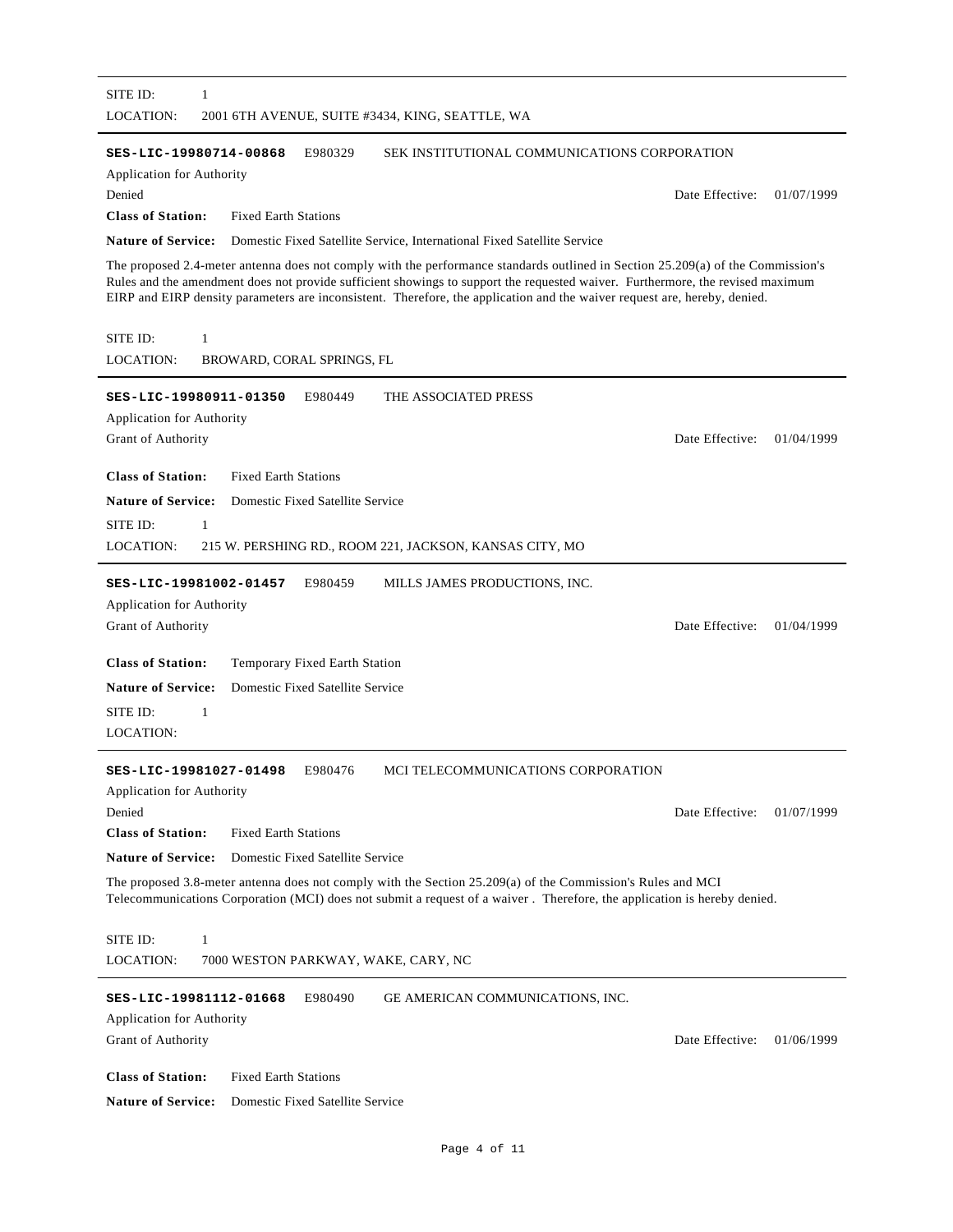SITE ID: 1

LOCATION: 2001 6TH AVENUE, SUITE #3434, KING, SEATTLE, WA

---

**SES-LIC-19980714-00868** E980329 SEK INSTITUTIONAL COMMUNICATIONS CORPORATION

Application for Authority

Denied — Date Effective: 01/07/1999

**Class of Station:** Fixed Earth Stations

**Nature of Service:** Domestic Fixed Satellite Service, International Fixed Satellite Service

The proposed 2.4-meter antenna does not comply with the performance standards outlined in Section 25.209(a) of the Commission's Rules and the amendment does not provide sufficient showings to support the requested waiver. Furthermore, the revised maximum EIRP and EIRP density parameters are inconsistent. Therefore, the application and the waiver request are, hereby, denied.

SITE ID: 1

LOCATION: BROWARD, CORAL SPRINGS, FL

---

**SES-LIC-19980911-01350** E980449 THE ASSOCIATED PRESS

Application for Authority

Grant of Authority — Date Effective: 01/04/1999

**Class of Station:** Fixed Earth Stations

**Nature of Service:** Domestic Fixed Satellite Service

SITE ID: 1

LOCATION: 215 W. PERSHING RD., ROOM 221, JACKSON, KANSAS CITY, MO

---

**SES-LIC-19981002-01457** E980459 MILLS JAMES PRODUCTIONS, INC.

Application for Authority

Grant of Authority — Date Effective: 01/04/1999

**Class of Station:** Temporary Fixed Earth Station

**Nature of Service:** Domestic Fixed Satellite Service

SITE ID: 1

LOCATION:

---

**SES-LIC-19981027-01498** E980476 MCI TELECOMMUNICATIONS CORPORATION

Application for Authority

Denied — Date Effective: 01/07/1999

**Class of Station:** Fixed Earth Stations

**Nature of Service:** Domestic Fixed Satellite Service

The proposed 3.8-meter antenna does not comply with the Section 25.209(a) of the Commission's Rules and MCI Telecommunications Corporation (MCI) does not submit a request of a waiver . Therefore, the application is hereby denied.

SITE ID: 1

LOCATION: 7000 WESTON PARKWAY, WAKE, CARY, NC

---

**SES-LIC-19981112-01668** E980490 GE AMERICAN COMMUNICATIONS, INC.

Application for Authority

Grant of Authority — Date Effective: 01/06/1999

**Class of Station:** Fixed Earth Stations

**Nature of Service:** Domestic Fixed Satellite Service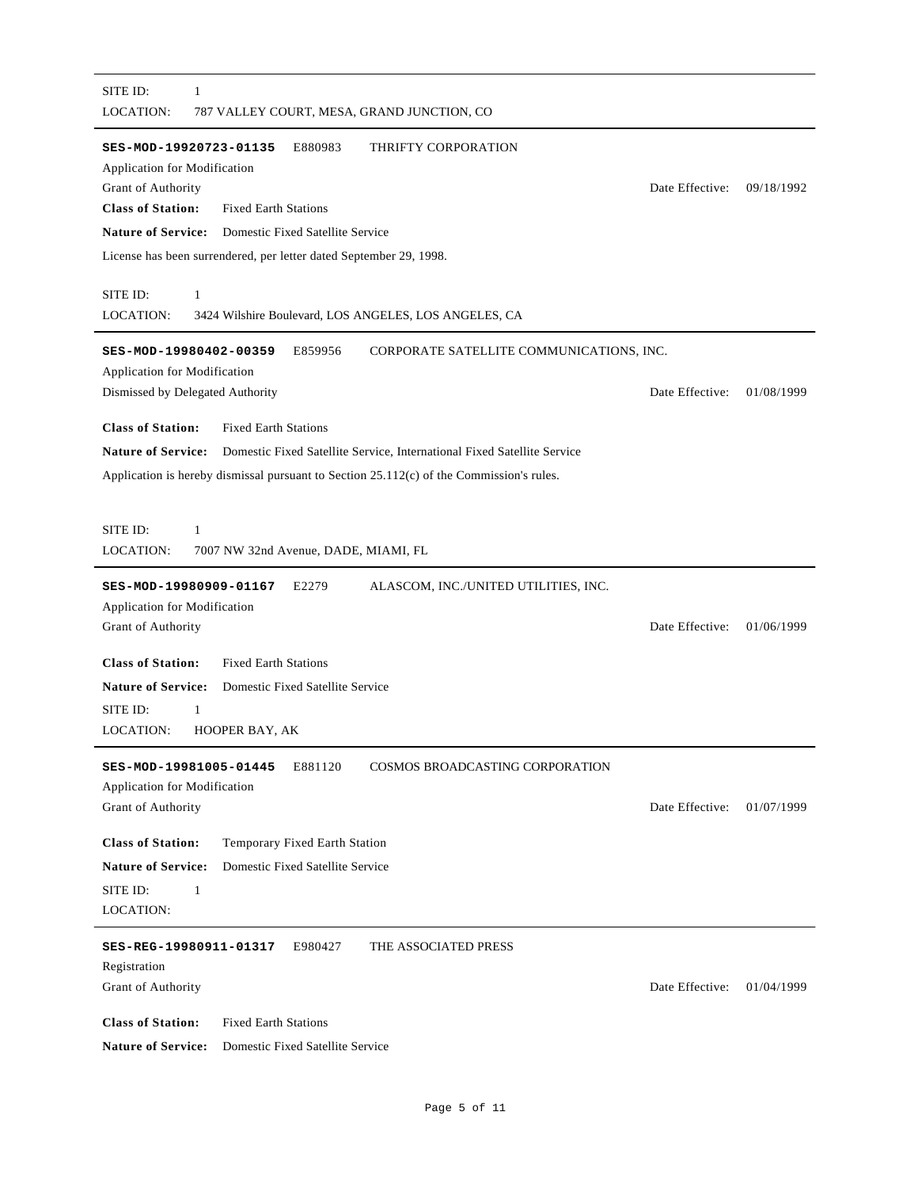SITE ID: 1

LOCATION: 787 VALLEY COURT, MESA, GRAND JUNCTION, CO

---

**SES-MOD-19920723-01135** E880983 THRIFTY CORPORATION

Application for Modification

Grant of Authority — Date Effective: 09/18/1992

**Class of Station:** Fixed Earth Stations

**Nature of Service:** Domestic Fixed Satellite Service

License has been surrendered, per letter dated September 29, 1998.

SITE ID: 1

LOCATION: 3424 Wilshire Boulevard, LOS ANGELES, LOS ANGELES, CA

---

**SES-MOD-19980402-00359** E859956 CORPORATE SATELLITE COMMUNICATIONS, INC.

Application for Modification

Dismissed by Delegated Authority — Date Effective: 01/08/1999

**Class of Station:** Fixed Earth Stations

**Nature of Service:** Domestic Fixed Satellite Service, International Fixed Satellite Service

Application is hereby dismissal pursuant to Section 25.112(c) of the Commission's rules.

SITE ID: 1

LOCATION: 7007 NW 32nd Avenue, DADE, MIAMI, FL

---

**SES-MOD-19980909-01167** E2279 ALASCOM, INC./UNITED UTILITIES, INC.

Application for Modification

Grant of Authority — Date Effective: 01/06/1999

**Class of Station:** Fixed Earth Stations

**Nature of Service:** Domestic Fixed Satellite Service

SITE ID: 1

LOCATION: HOOPER BAY, AK

---

**SES-MOD-19981005-01445** E881120 COSMOS BROADCASTING CORPORATION

Application for Modification

Grant of Authority — Date Effective: 01/07/1999

**Class of Station:** Temporary Fixed Earth Station

**Nature of Service:** Domestic Fixed Satellite Service

SITE ID: 1

LOCATION:

---

**SES-REG-19980911-01317** E980427 THE ASSOCIATED PRESS

Registration

Grant of Authority — Date Effective: 01/04/1999

**Class of Station:** Fixed Earth Stations

**Nature of Service:** Domestic Fixed Satellite Service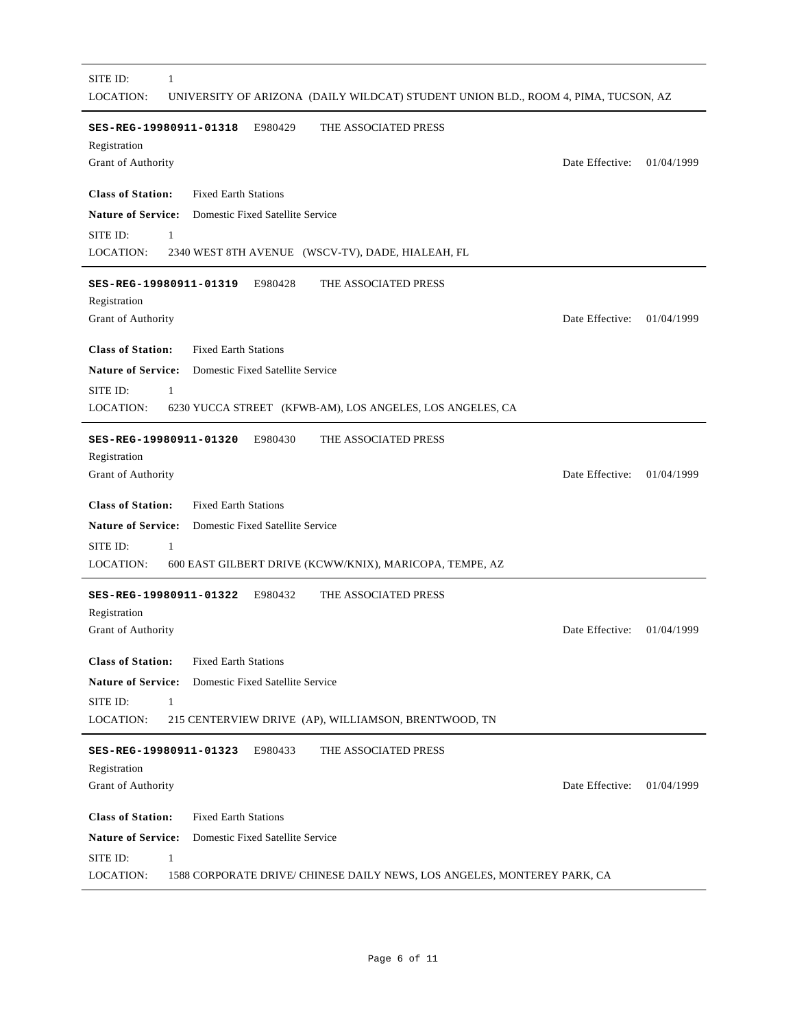SITE ID: 1

LOCATION: UNIVERSITY OF ARIZONA (DAILY WILDCAT) STUDENT UNION BLD., ROOM 4, PIMA, TUCSON, AZ

---

**SES-REG-19980911-01318** E980429 THE ASSOCIATED PRESS

Registration

Grant of Authority — Date Effective: 01/04/1999

**Class of Station:** Fixed Earth Stations

**Nature of Service:** Domestic Fixed Satellite Service

SITE ID: 1

LOCATION: 2340 WEST 8TH AVENUE (WSCV-TV), DADE, HIALEAH, FL

---

**SES-REG-19980911-01319** E980428 THE ASSOCIATED PRESS

Registration

Grant of Authority — Date Effective: 01/04/1999

**Class of Station:** Fixed Earth Stations

**Nature of Service:** Domestic Fixed Satellite Service

SITE ID: 1

LOCATION: 6230 YUCCA STREET (KFWB-AM), LOS ANGELES, LOS ANGELES, CA

---

**SES-REG-19980911-01320** E980430 THE ASSOCIATED PRESS

Registration

Grant of Authority — Date Effective: 01/04/1999

**Class of Station:** Fixed Earth Stations

**Nature of Service:** Domestic Fixed Satellite Service

SITE ID: 1

LOCATION: 600 EAST GILBERT DRIVE (KCWW/KNIX), MARICOPA, TEMPE, AZ

---

**SES-REG-19980911-01322** E980432 THE ASSOCIATED PRESS

Registration

Grant of Authority — Date Effective: 01/04/1999

**Class of Station:** Fixed Earth Stations

**Nature of Service:** Domestic Fixed Satellite Service

SITE ID: 1

LOCATION: 215 CENTERVIEW DRIVE (AP), WILLIAMSON, BRENTWOOD, TN

---

**SES-REG-19980911-01323** E980433 THE ASSOCIATED PRESS

Registration

Grant of Authority — Date Effective: 01/04/1999

**Class of Station:** Fixed Earth Stations

**Nature of Service:** Domestic Fixed Satellite Service

SITE ID: 1

LOCATION: 1588 CORPORATE DRIVE/ CHINESE DAILY NEWS, LOS ANGELES, MONTEREY PARK, CA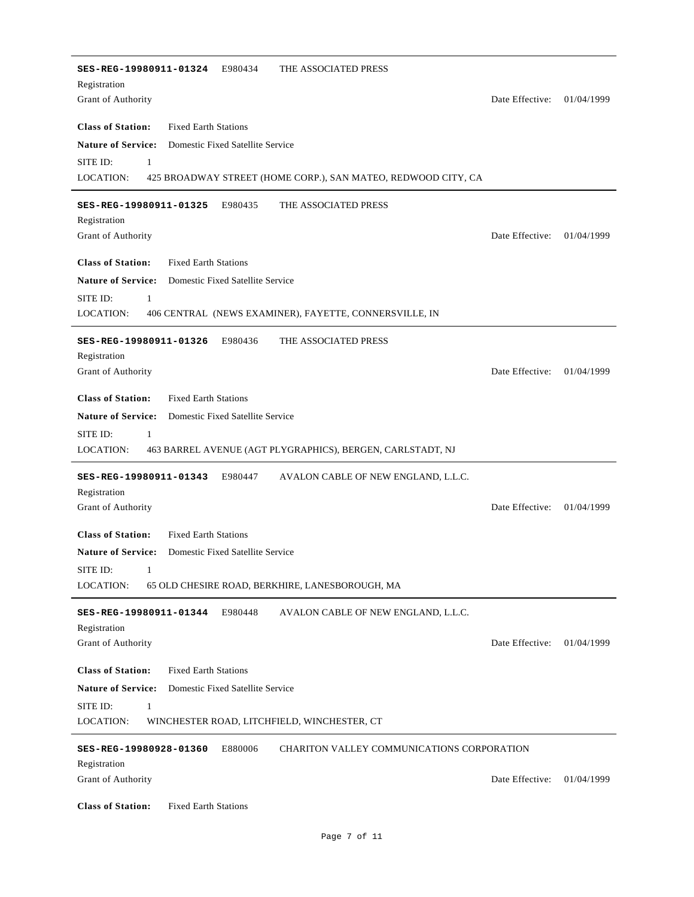---

**SES-REG-19980911-01324** E980434 THE ASSOCIATED PRESS

Registration

Grant of Authority Date Effective: 01/04/1999

**Class of Station:** Fixed Earth Stations

**Nature of Service:** Domestic Fixed Satellite Service

SITE ID: 1

LOCATION: 425 BROADWAY STREET (HOME CORP.), SAN MATEO, REDWOOD CITY, CA

---

**SES-REG-19980911-01325** E980435 THE ASSOCIATED PRESS

Registration

Grant of Authority Date Effective: 01/04/1999

**Class of Station:** Fixed Earth Stations

**Nature of Service:** Domestic Fixed Satellite Service

SITE ID: 1

LOCATION: 406 CENTRAL (NEWS EXAMINER), FAYETTE, CONNERSVILLE, IN

---

**SES-REG-19980911-01326** E980436 THE ASSOCIATED PRESS

Registration

Grant of Authority Date Effective: 01/04/1999

**Class of Station:** Fixed Earth Stations

**Nature of Service:** Domestic Fixed Satellite Service

SITE ID: 1

LOCATION: 463 BARREL AVENUE (AGT PLYGRAPHICS), BERGEN, CARLSTADT, NJ

---

**SES-REG-19980911-01343** E980447 AVALON CABLE OF NEW ENGLAND, L.L.C.

Registration

Grant of Authority Date Effective: 01/04/1999

**Class of Station:** Fixed Earth Stations

**Nature of Service:** Domestic Fixed Satellite Service

SITE ID: 1

LOCATION: 65 OLD CHESIRE ROAD, BERKHIRE, LANESBOROUGH, MA

---

**SES-REG-19980911-01344** E980448 AVALON CABLE OF NEW ENGLAND, L.L.C.

Registration

Grant of Authority Date Effective: 01/04/1999

**Class of Station:** Fixed Earth Stations

**Nature of Service:** Domestic Fixed Satellite Service

SITE ID: 1

LOCATION: WINCHESTER ROAD, LITCHFIELD, WINCHESTER, CT

---

**SES-REG-19980928-01360** E880006 CHARITON VALLEY COMMUNICATIONS CORPORATION

Registration

Grant of Authority Date Effective: 01/04/1999

**Class of Station:** Fixed Earth Stations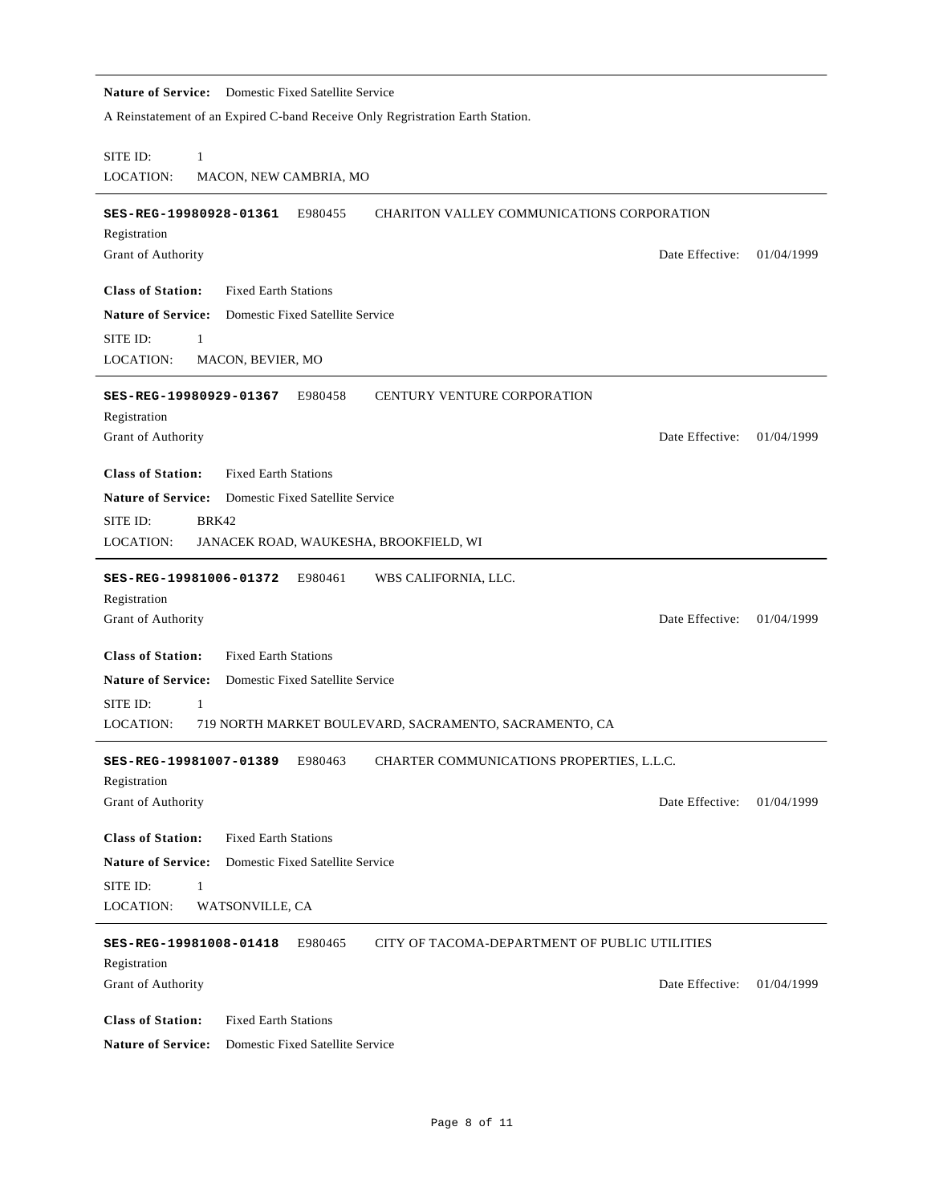**Nature of Service:** Domestic Fixed Satellite Service

A Reinstatement of an Expired C-band Receive Only Regristration Earth Station.

SITE ID: 1

LOCATION: MACON, NEW CAMBRIA, MO

---

**SES-REG-19980928-01361** E980455 CHARITON VALLEY COMMUNICATIONS CORPORATION

Registration

Grant of Authority Date Effective: 01/04/1999

**Class of Station:** Fixed Earth Stations

**Nature of Service:** Domestic Fixed Satellite Service

SITE ID: 1

LOCATION: MACON, BEVIER, MO

---

**SES-REG-19980929-01367** E980458 CENTURY VENTURE CORPORATION

Registration

Grant of Authority Date Effective: 01/04/1999

**Class of Station:** Fixed Earth Stations

**Nature of Service:** Domestic Fixed Satellite Service

SITE ID: BRK42

LOCATION: JANACEK ROAD, WAUKESHA, BROOKFIELD, WI

---

**SES-REG-19981006-01372** E980461 WBS CALIFORNIA, LLC.

Registration

Grant of Authority Date Effective: 01/04/1999

**Class of Station:** Fixed Earth Stations

**Nature of Service:** Domestic Fixed Satellite Service

SITE ID: 1

LOCATION: 719 NORTH MARKET BOULEVARD, SACRAMENTO, SACRAMENTO, CA

---

**SES-REG-19981007-01389** E980463 CHARTER COMMUNICATIONS PROPERTIES, L.L.C.

Registration

Grant of Authority Date Effective: 01/04/1999

**Class of Station:** Fixed Earth Stations

**Nature of Service:** Domestic Fixed Satellite Service

SITE ID: 1

LOCATION: WATSONVILLE, CA

---

**SES-REG-19981008-01418** E980465 CITY OF TACOMA-DEPARTMENT OF PUBLIC UTILITIES

Registration

Grant of Authority Date Effective: 01/04/1999

**Class of Station:** Fixed Earth Stations

**Nature of Service:** Domestic Fixed Satellite Service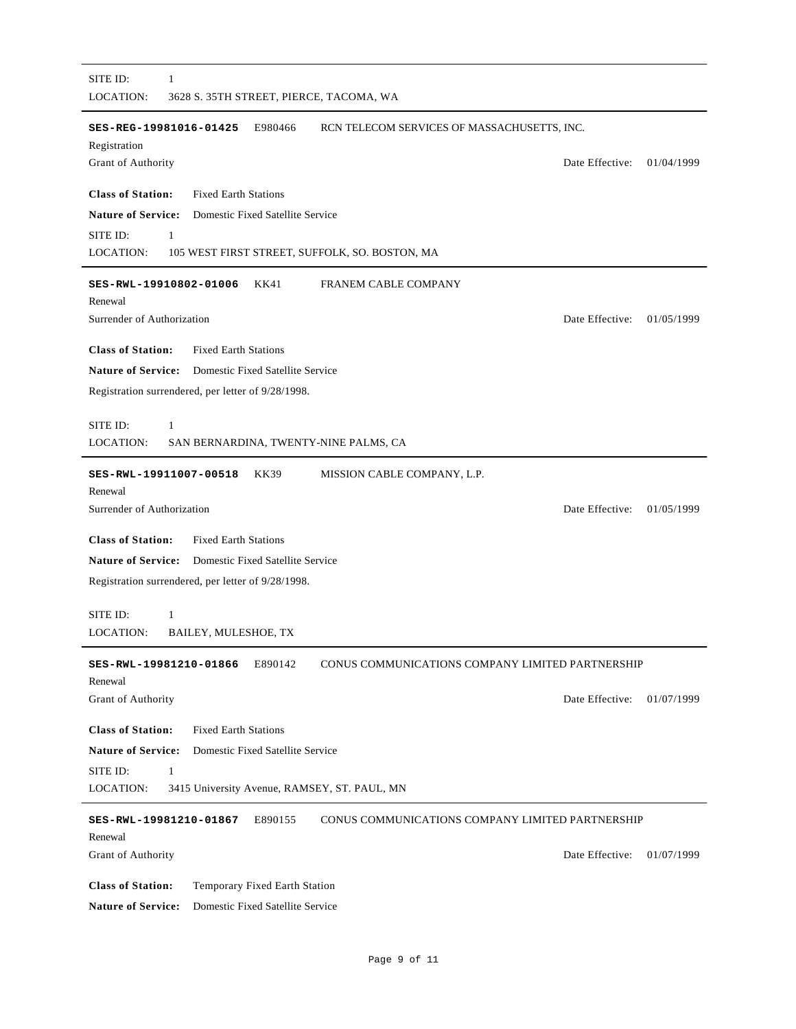SITE ID: 1
LOCATION: 3628 S. 35TH STREET, PIERCE, TACOMA, WA

---

**SES-REG-19981016-01425** E980466 RCN TELECOM SERVICES OF MASSACHUSETTS, INC.

Registration

Grant of Authority — Date Effective: 01/04/1999

**Class of Station:** Fixed Earth Stations

**Nature of Service:** Domestic Fixed Satellite Service

SITE ID: 1
LOCATION: 105 WEST FIRST STREET, SUFFOLK, SO. BOSTON, MA

---

**SES-RWL-19910802-01006** KK41 FRANEM CABLE COMPANY

Renewal

Surrender of Authorization — Date Effective: 01/05/1999

**Class of Station:** Fixed Earth Stations

**Nature of Service:** Domestic Fixed Satellite Service

Registration surrendered, per letter of 9/28/1998.

SITE ID: 1
LOCATION: SAN BERNARDINA, TWENTY-NINE PALMS, CA

---

**SES-RWL-19911007-00518** KK39 MISSION CABLE COMPANY, L.P.

Renewal

Surrender of Authorization — Date Effective: 01/05/1999

**Class of Station:** Fixed Earth Stations

**Nature of Service:** Domestic Fixed Satellite Service

Registration surrendered, per letter of 9/28/1998.

SITE ID: 1
LOCATION: BAILEY, MULESHOE, TX

---

**SES-RWL-19981210-01866** E890142 CONUS COMMUNICATIONS COMPANY LIMITED PARTNERSHIP

Renewal

Grant of Authority — Date Effective: 01/07/1999

**Class of Station:** Fixed Earth Stations

**Nature of Service:** Domestic Fixed Satellite Service

SITE ID: 1
LOCATION: 3415 University Avenue, RAMSEY, ST. PAUL, MN

---

**SES-RWL-19981210-01867** E890155 CONUS COMMUNICATIONS COMPANY LIMITED PARTNERSHIP

Renewal

Grant of Authority — Date Effective: 01/07/1999

**Class of Station:** Temporary Fixed Earth Station

**Nature of Service:** Domestic Fixed Satellite Service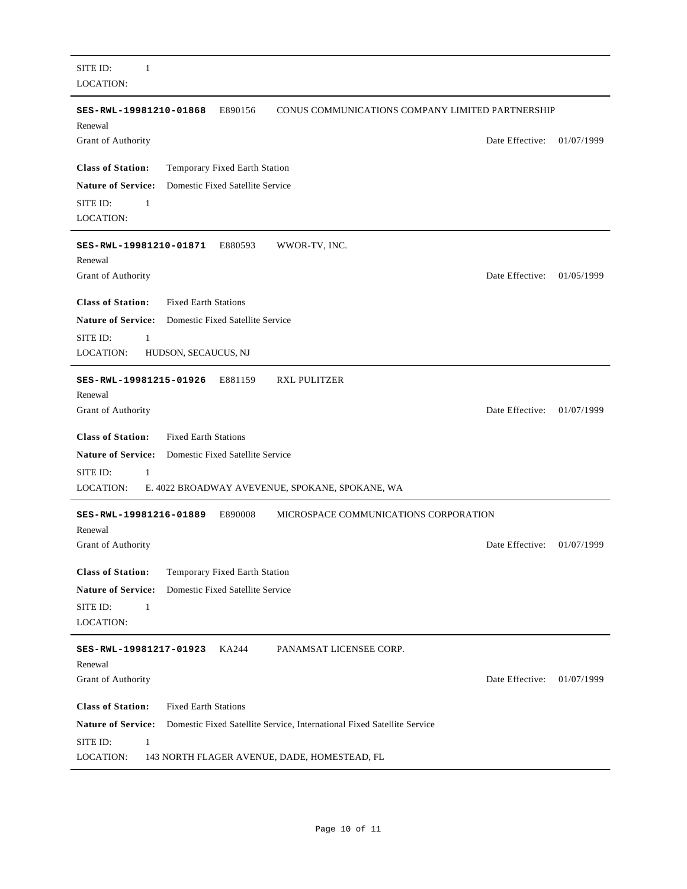SITE ID: 1
LOCATION:

---

**SES-RWL-19981210-01868** E890156 CONUS COMMUNICATIONS COMPANY LIMITED PARTNERSHIP

Renewal

Grant of Authority — Date Effective: 01/07/1999

**Class of Station:** Temporary Fixed Earth Station

**Nature of Service:** Domestic Fixed Satellite Service

SITE ID: 1

LOCATION:

---

**SES-RWL-19981210-01871** E880593 WWOR-TV, INC.

Renewal

Grant of Authority — Date Effective: 01/05/1999

**Class of Station:** Fixed Earth Stations

**Nature of Service:** Domestic Fixed Satellite Service

SITE ID: 1

LOCATION: HUDSON, SECAUCUS, NJ

---

**SES-RWL-19981215-01926** E881159 RXL PULITZER

Renewal

Grant of Authority — Date Effective: 01/07/1999

**Class of Station:** Fixed Earth Stations

**Nature of Service:** Domestic Fixed Satellite Service

SITE ID: 1

LOCATION: E. 4022 BROADWAY AVEVENUE, SPOKANE, SPOKANE, WA

---

**SES-RWL-19981216-01889** E890008 MICROSPACE COMMUNICATIONS CORPORATION

Renewal

Grant of Authority — Date Effective: 01/07/1999

**Class of Station:** Temporary Fixed Earth Station

**Nature of Service:** Domestic Fixed Satellite Service

SITE ID: 1

LOCATION:

---

**SES-RWL-19981217-01923** KA244 PANAMSAT LICENSEE CORP.

Renewal

Grant of Authority — Date Effective: 01/07/1999

**Class of Station:** Fixed Earth Stations

**Nature of Service:** Domestic Fixed Satellite Service, International Fixed Satellite Service

SITE ID: 1

LOCATION: 143 NORTH FLAGER AVENUE, DADE, HOMESTEAD, FL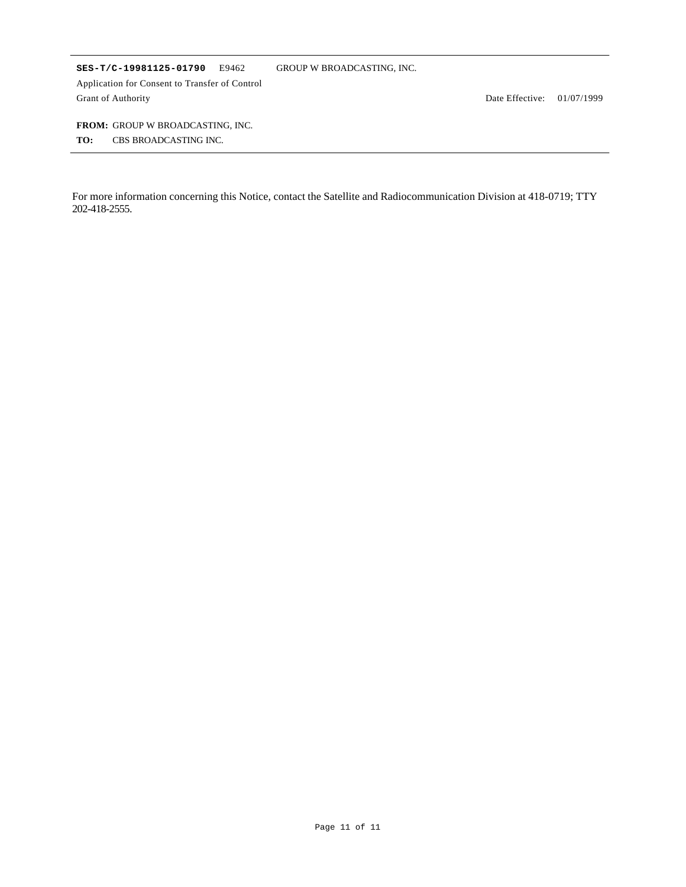**SES-T/C-19981125-01790** E9462 GROUP W BROADCASTING, INC.

Application for Consent to Transfer of Control

Grant of Authority Date Effective: 01/07/1999

**FROM:** GROUP W BROADCASTING, INC.

**TO:** CBS BROADCASTING INC.

For more information concerning this Notice, contact the Satellite and Radiocommunication Division at 418-0719; TTY 202-418-2555.